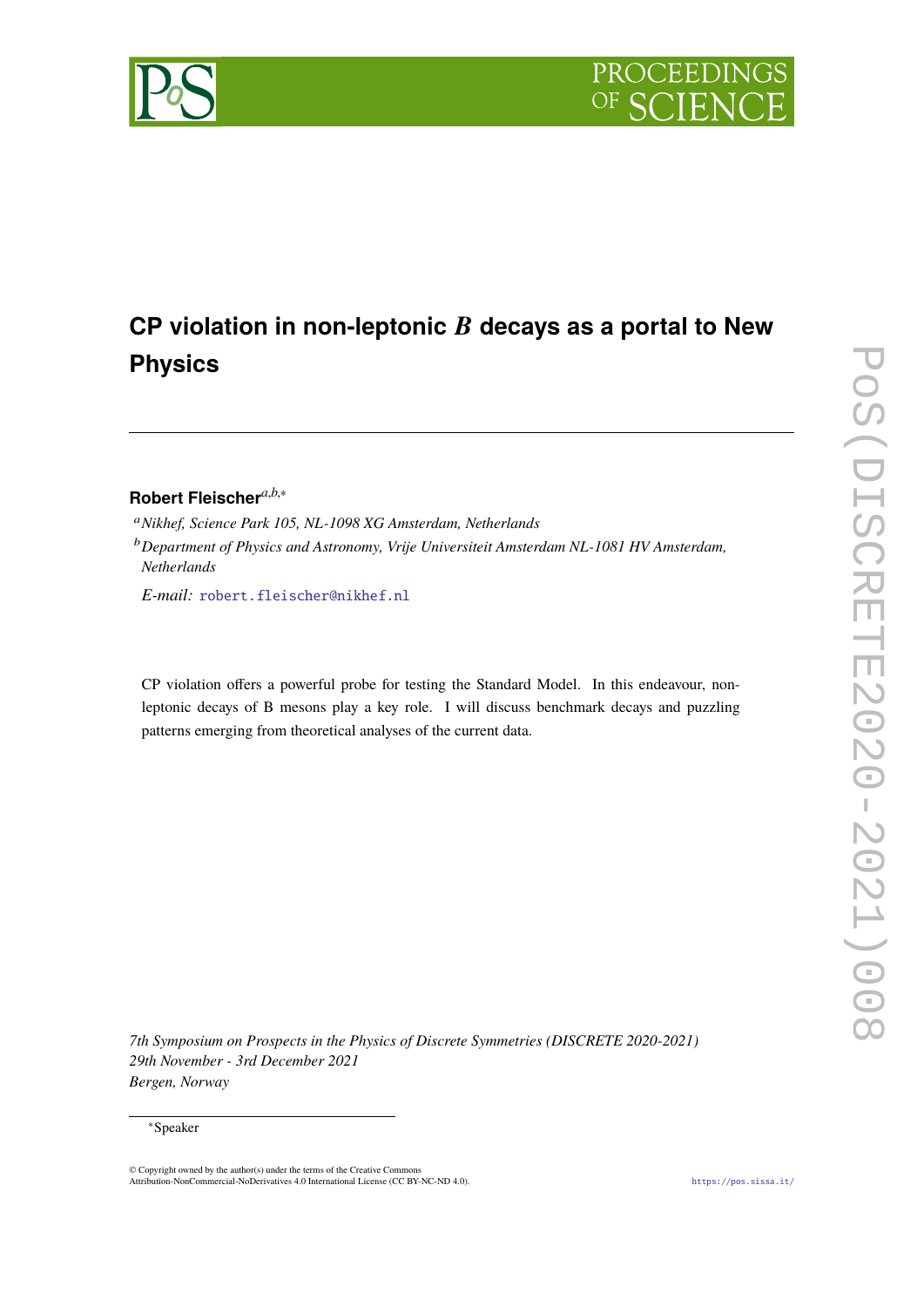# CP violation in non-leptonic $B$ decays as a portal to New Physics

**Robert Fleischer**[a,b,*]

[a] *Nikhef, Science Park 105, NL-1098 XG Amsterdam, Netherlands*

[b] *Department of Physics and Astronomy, Vrije Universiteit Amsterdam NL-1081 HV Amsterdam, Netherlands*

*E-mail:* robert.fleischer@nikhef.nl

CP violation offers a powerful probe for testing the Standard Model. In this endeavour, non-leptonic decays of B mesons play a key role. I will discuss benchmark decays and puzzling patterns emerging from theoretical analyses of the current data.

*7th Symposium on Prospects in the Physics of Discrete Symmetries (DISCRETE 2020-2021)*
*29th November - 3rd December 2021*
*Bergen, Norway*

[*] Speaker

© Copyright owned by the author(s) under the terms of the Creative Commons Attribution-NonCommercial-NoDerivatives 4.0 International License (CC BY-NC-ND 4.0).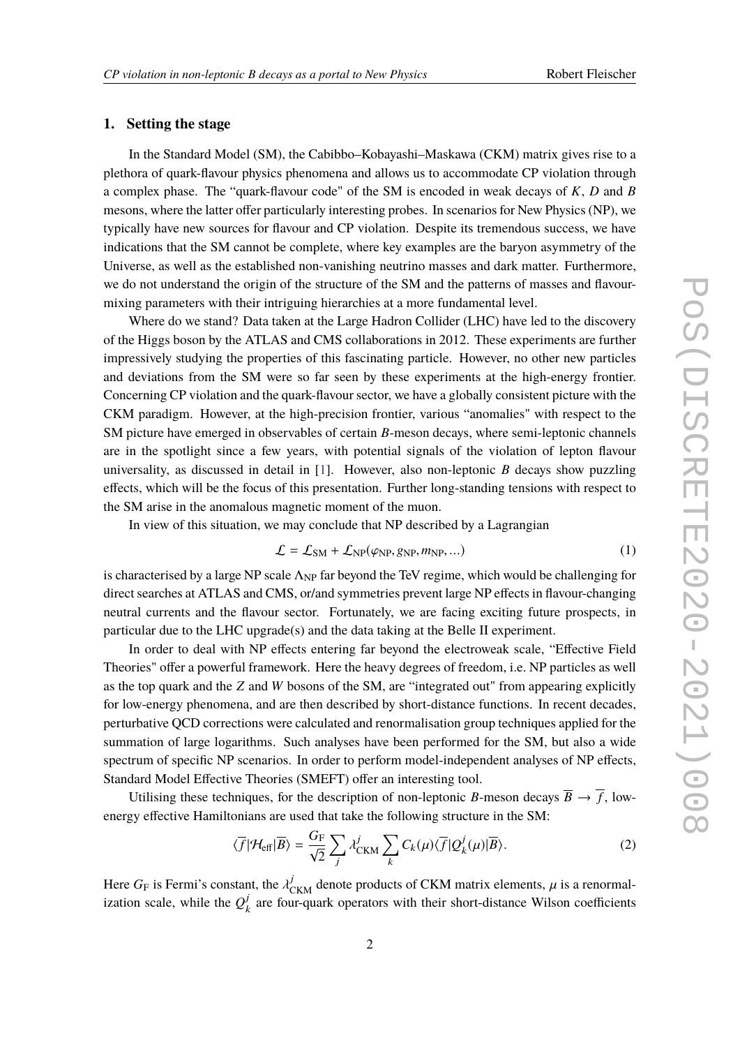## 1. Setting the stage

In the Standard Model (SM), the Cabibbo–Kobayashi–Maskawa (CKM) matrix gives rise to a plethora of quark-flavour physics phenomena and allows us to accommodate CP violation through a complex phase. The "quark-flavour code" of the SM is encoded in weak decays of $K$, $D$ and $B$ mesons, where the latter offer particularly interesting probes. In scenarios for New Physics (NP), we typically have new sources for flavour and CP violation. Despite its tremendous success, we have indications that the SM cannot be complete, where key examples are the baryon asymmetry of the Universe, as well as the established non-vanishing neutrino masses and dark matter. Furthermore, we do not understand the origin of the structure of the SM and the patterns of masses and flavour-mixing parameters with their intriguing hierarchies at a more fundamental level.

Where do we stand? Data taken at the Large Hadron Collider (LHC) have led to the discovery of the Higgs boson by the ATLAS and CMS collaborations in 2012. These experiments are further impressively studying the properties of this fascinating particle. However, no other new particles and deviations from the SM were so far seen by these experiments at the high-energy frontier. Concerning CP violation and the quark-flavour sector, we have a globally consistent picture with the CKM paradigm. However, at the high-precision frontier, various "anomalies" with respect to the SM picture have emerged in observables of certain $B$-meson decays, where semi-leptonic channels are in the spotlight since a few years, with potential signals of the violation of lepton flavour universality, as discussed in detail in [1]. However, also non-leptonic $B$ decays show puzzling effects, which will be the focus of this presentation. Further long-standing tensions with respect to the SM arise in the anomalous magnetic moment of the muon.

In view of this situation, we may conclude that NP described by a Lagrangian

$$\mathcal{L} = \mathcal{L}_{\rm SM} + \mathcal{L}_{\rm NP}(\varphi_{\rm NP}, g_{\rm NP}, m_{\rm NP}, \ldots) \tag{1}$$

is characterised by a large NP scale $\Lambda_{\rm NP}$ far beyond the TeV regime, which would be challenging for direct searches at ATLAS and CMS, or/and symmetries prevent large NP effects in flavour-changing neutral currents and the flavour sector. Fortunately, we are facing exciting future prospects, in particular due to the LHC upgrade(s) and the data taking at the Belle II experiment.

In order to deal with NP effects entering far beyond the electroweak scale, "Effective Field Theories" offer a powerful framework. Here the heavy degrees of freedom, i.e. NP particles as well as the top quark and the $Z$ and $W$ bosons of the SM, are "integrated out" from appearing explicitly for low-energy phenomena, and are then described by short-distance functions. In recent decades, perturbative QCD corrections were calculated and renormalisation group techniques applied for the summation of large logarithms. Such analyses have been performed for the SM, but also a wide spectrum of specific NP scenarios. In order to perform model-independent analyses of NP effects, Standard Model Effective Theories (SMEFT) offer an interesting tool.

Utilising these techniques, for the description of non-leptonic $B$-meson decays $\overline{B} \to \overline{f}$, low-energy effective Hamiltonians are used that take the following structure in the SM:

$$\langle \overline{f} | \mathcal{H}_{\rm eff} | \overline{B} \rangle = \frac{G_{\rm F}}{\sqrt{2}} \sum_j \lambda^j_{\rm CKM} \sum_k C_k(\mu) \langle \overline{f} | Q^j_k(\mu) | \overline{B} \rangle. \tag{2}$$

Here $G_{\rm F}$ is Fermi's constant, the $\lambda^j_{\rm CKM}$ denote products of CKM matrix elements, $\mu$ is a renormalization scale, while the $Q^j_k$ are four-quark operators with their short-distance Wilson coefficients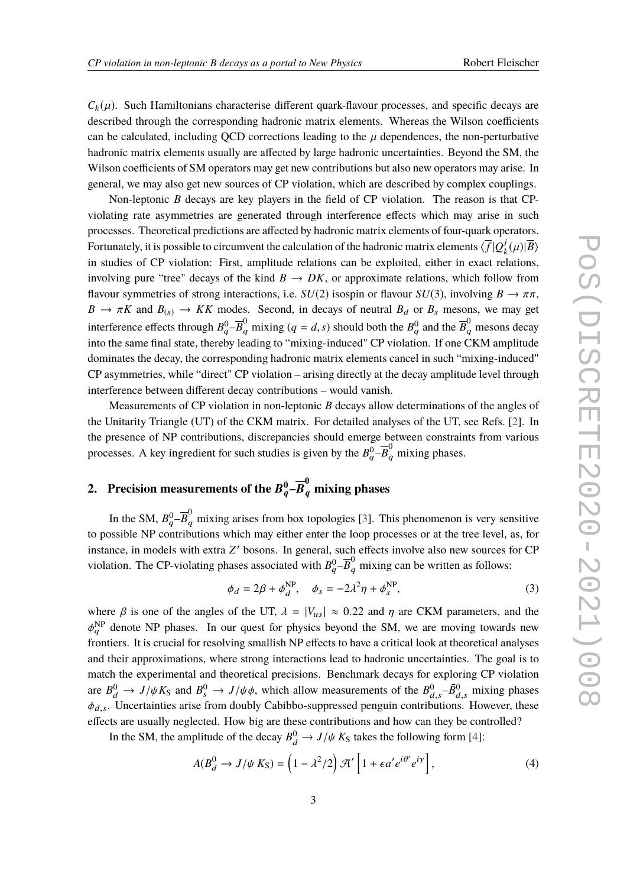$C_k(\mu)$. Such Hamiltonians characterise different quark-flavour processes, and specific decays are described through the corresponding hadronic matrix elements. Whereas the Wilson coefficients can be calculated, including QCD corrections leading to the $\mu$ dependences, the non-perturbative hadronic matrix elements usually are affected by large hadronic uncertainties. Beyond the SM, the Wilson coefficients of SM operators may get new contributions but also new operators may arise. In general, we may also get new sources of CP violation, which are described by complex couplings.

Non-leptonic $B$ decays are key players in the field of CP violation. The reason is that CP-violating rate asymmetries are generated through interference effects which may arise in such processes. Theoretical predictions are affected by hadronic matrix elements of four-quark operators. Fortunately, it is possible to circumvent the calculation of the hadronic matrix elements $\langle \overline{f}|Q_k^j(\mu)|\overline{B}\rangle$ in studies of CP violation: First, amplitude relations can be exploited, either in exact relations, involving pure "tree" decays of the kind $B \to DK$, or approximate relations, which follow from flavour symmetries of strong interactions, i.e. $SU(2)$ isospin or flavour $SU(3)$, involving $B \to \pi\pi$, $B \to \pi K$ and $B_{(s)} \to KK$ modes. Second, in decays of neutral $B_d$ or $B_s$ mesons, we may get interference effects through $B_q^0$–$\overline{B}_q^0$ mixing ($q = d, s$) should both the $B_q^0$ and the $\overline{B}_q^0$ mesons decay into the same final state, thereby leading to "mixing-induced" CP violation. If one CKM amplitude dominates the decay, the corresponding hadronic matrix elements cancel in such "mixing-induced" CP asymmetries, while "direct" CP violation – arising directly at the decay amplitude level through interference between different decay contributions – would vanish.

Measurements of CP violation in non-leptonic $B$ decays allow determinations of the angles of the Unitarity Triangle (UT) of the CKM matrix. For detailed analyses of the UT, see Refs. [2]. In the presence of NP contributions, discrepancies should emerge between constraints from various processes. A key ingredient for such studies is given by the $B_q^0$–$\overline{B}_q^0$ mixing phases.

## 2. Precision measurements of the $B_q^0$–$\overline{B}_q^0$ mixing phases

In the SM, $B_q^0$–$\overline{B}_q^0$ mixing arises from box topologies [3]. This phenomenon is very sensitive to possible NP contributions which may either enter the loop processes or at the tree level, as, for instance, in models with extra $Z'$ bosons. In general, such effects involve also new sources for CP violation. The CP-violating phases associated with $B_q^0$–$\overline{B}_q^0$ mixing can be written as follows:

$$\phi_d = 2\beta + \phi_d^{\rm NP}, \quad \phi_s = -2\lambda^2\eta + \phi_s^{\rm NP}, \tag{3}$$

where $\beta$ is one of the angles of the UT, $\lambda = |V_{us}| \approx 0.22$ and $\eta$ are CKM parameters, and the $\phi_q^{\rm NP}$ denote NP phases. In our quest for physics beyond the SM, we are moving towards new frontiers. It is crucial for resolving smallish NP effects to have a critical look at theoretical analyses and their approximations, where strong interactions lead to hadronic uncertainties. The goal is to match the experimental and theoretical precisions. Benchmark decays for exploring CP violation are $B_d^0 \to J/\psi K_{\rm S}$ and $B_s^0 \to J/\psi\phi$, which allow measurements of the $B_{d,s}^0$–$\bar{B}_{d,s}^0$ mixing phases $\phi_{d,s}$. Uncertainties arise from doubly Cabibbo-suppressed penguin contributions. However, these effects are usually neglected. How big are these contributions and how can they be controlled?

In the SM, the amplitude of the decay $B_d^0 \to J/\psi\, K_{\rm S}$ takes the following form [4]:

$$A(B_d^0 \to J/\psi\, K_{\rm S}) = \left(1 - \lambda^2/2\right) \mathcal{A}' \left[1 + \epsilon a' e^{i\theta'} e^{i\gamma}\right], \tag{4}$$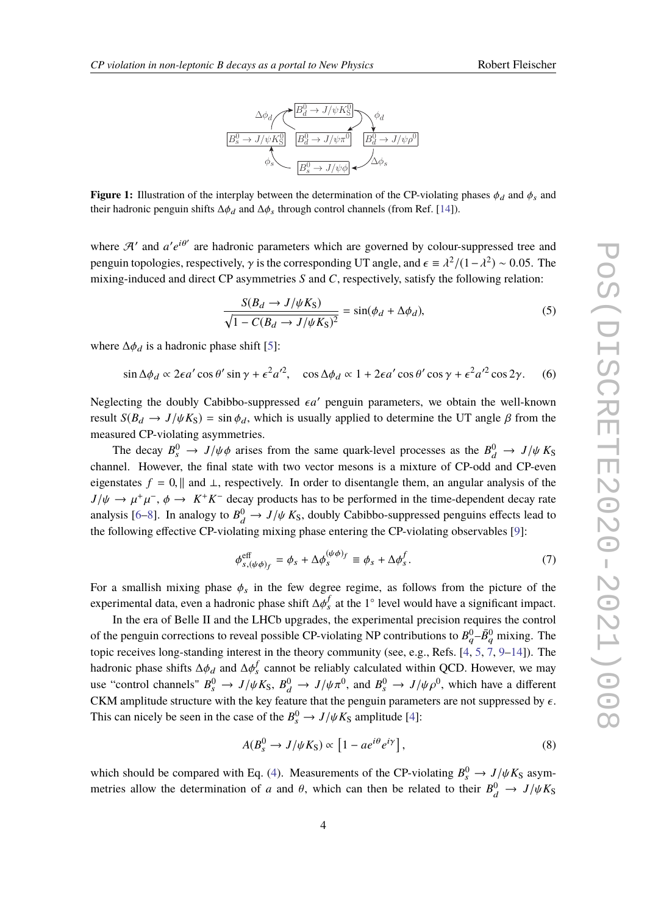**Figure 1:** Illustration of the interplay between the determination of the CP-violating phases $\phi_d$ and $\phi_s$ and their hadronic penguin shifts $\Delta\phi_d$ and $\Delta\phi_s$ through control channels (from Ref. [14]).

where $\mathcal{A}'$ and $a'e^{i\theta'}$ are hadronic parameters which are governed by colour-suppressed tree and penguin topologies, respectively, $\gamma$ is the corresponding UT angle, and $\epsilon \equiv \lambda^2/(1-\lambda^2) \sim 0.05$. The mixing-induced and direct CP asymmetries $S$ and $C$, respectively, satisfy the following relation:

$$\frac{S(B_d \to J/\psi K_S)}{\sqrt{1 - C(B_d \to J/\psi K_S)^2}} = \sin(\phi_d + \Delta\phi_d), \tag{5}$$

where $\Delta\phi_d$ is a hadronic phase shift [5]:

$$\sin\Delta\phi_d \propto 2\epsilon a' \cos\theta' \sin\gamma + \epsilon^2 a'^2, \quad \cos\Delta\phi_d \propto 1 + 2\epsilon a' \cos\theta' \cos\gamma + \epsilon^2 a'^2 \cos 2\gamma. \tag{6}$$

Neglecting the doubly Cabibbo-suppressed $\epsilon a'$ penguin parameters, we obtain the well-known result $S(B_d \to J/\psi K_S) = \sin\phi_d$, which is usually applied to determine the UT angle $\beta$ from the measured CP-violating asymmetries.

The decay $B_s^0 \to J/\psi\phi$ arises from the same quark-level processes as the $B_d^0 \to J/\psi K_S$ channel. However, the final state with two vector mesons is a mixture of CP-odd and CP-even eigenstates $f = 0, \parallel$ and $\perp$, respectively. In order to disentangle them, an angular analysis of the $J/\psi \to \mu^+\mu^-$, $\phi \to K^+K^-$ decay products has to be performed in the time-dependent decay rate analysis [6–8]. In analogy to $B_d^0 \to J/\psi K_S$, doubly Cabibbo-suppressed penguins effects lead to the following effective CP-violating mixing phase entering the CP-violating observables [9]:

$$\phi_{s,(\psi\phi)_f}^{\text{eff}} = \phi_s + \Delta\phi_s^{(\psi\phi)_f} \equiv \phi_s + \Delta\phi_s^f. \tag{7}$$

For a smallish mixing phase $\phi_s$ in the few degree regime, as follows from the picture of the experimental data, even a hadronic phase shift $\Delta\phi_s^f$ at the $1^\circ$ level would have a significant impact.

In the era of Belle II and the LHCb upgrades, the experimental precision requires the control of the penguin corrections to reveal possible CP-violating NP contributions to $B_q^0$–$\bar{B}_q^0$ mixing. The topic receives long-standing interest in the theory community (see, e.g., Refs. [4, 5, 7, 9–14]). The hadronic phase shifts $\Delta\phi_d$ and $\Delta\phi_s^f$ cannot be reliably calculated within QCD. However, we may use "control channels" $B_s^0 \to J/\psi K_S$, $B_d^0 \to J/\psi\pi^0$, and $B_s^0 \to J/\psi\rho^0$, which have a different CKM amplitude structure with the key feature that the penguin parameters are not suppressed by $\epsilon$. This can nicely be seen in the case of the $B_s^0 \to J/\psi K_S$ amplitude [4]:

$$A(B_s^0 \to J/\psi K_S) \propto \left[1 - a e^{i\theta} e^{i\gamma}\right], \tag{8}$$

which should be compared with Eq. (4). Measurements of the CP-violating $B_s^0 \to J/\psi K_S$ asymmetries allow the determination of $a$ and $\theta$, which can then be related to their $B_d^0 \to J/\psi K_S$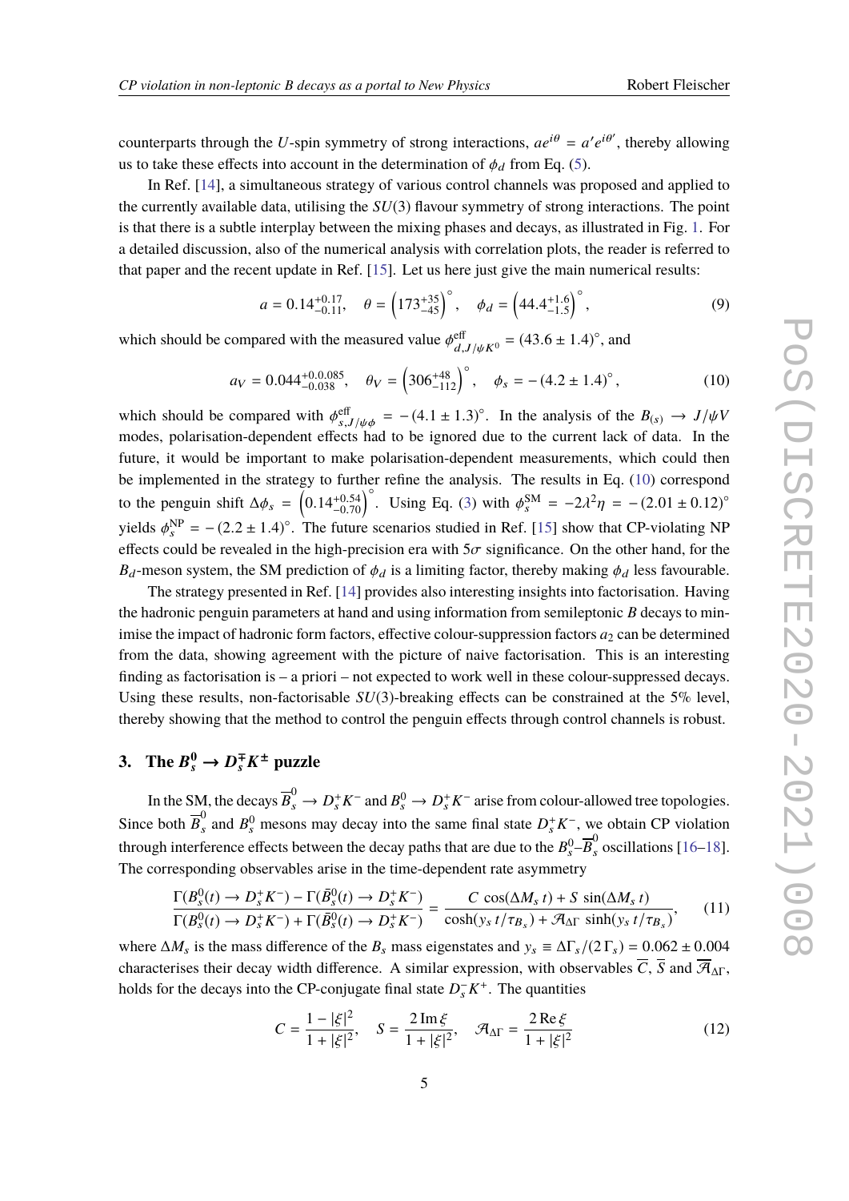counterparts through the $U$-spin symmetry of strong interactions, $ae^{i\theta} = a'e^{i\theta'}$, thereby allowing us to take these effects into account in the determination of $\phi_d$ from Eq. (5).

In Ref. [14], a simultaneous strategy of various control channels was proposed and applied to the currently available data, utilising the $SU(3)$ flavour symmetry of strong interactions. The point is that there is a subtle interplay between the mixing phases and decays, as illustrated in Fig. 1. For a detailed discussion, also of the numerical analysis with correlation plots, the reader is referred to that paper and the recent update in Ref. [15]. Let us here just give the main numerical results:

$$a = 0.14^{+0.17}_{-0.11}, \quad \theta = \left(173^{+35}_{-45}\right)^\circ, \quad \phi_d = \left(44.4^{+1.6}_{-1.5}\right)^\circ, \tag{9}$$

which should be compared with the measured value $\phi^{\rm eff}_{d,J/\psi K^0} = (43.6 \pm 1.4)^\circ$, and

$$a_V = 0.044^{+0.0.085}_{-0.038}, \quad \theta_V = \left(306^{+48}_{-112}\right)^\circ, \quad \phi_s = -(4.2 \pm 1.4)^\circ, \tag{10}$$

which should be compared with $\phi^{\rm eff}_{s,J/\psi\phi} = -(4.1 \pm 1.3)^\circ$. In the analysis of the $B_{(s)} \to J/\psi V$ modes, polarisation-dependent effects had to be ignored due to the current lack of data. In the future, it would be important to make polarisation-dependent measurements, which could then be implemented in the strategy to further refine the analysis. The results in Eq. (10) correspond to the penguin shift $\Delta\phi_s = \left(0.14^{+0.54}_{-0.70}\right)^\circ$. Using Eq. (3) with $\phi_s^{\rm SM} = -2\lambda^2\eta = -(2.01 \pm 0.12)^\circ$ yields $\phi_s^{\rm NP} = -(2.2 \pm 1.4)^\circ$. The future scenarios studied in Ref. [15] show that CP-violating NP effects could be revealed in the high-precision era with $5\sigma$ significance. On the other hand, for the $B_d$-meson system, the SM prediction of $\phi_d$ is a limiting factor, thereby making $\phi_d$ less favourable.

The strategy presented in Ref. [14] provides also interesting insights into factorisation. Having the hadronic penguin parameters at hand and using information from semileptonic $B$ decays to minimise the impact of hadronic form factors, effective colour-suppression factors $a_2$ can be determined from the data, showing agreement with the picture of naive factorisation. This is an interesting finding as factorisation is – a priori – not expected to work well in these colour-suppressed decays. Using these results, non-factorisable $SU(3)$-breaking effects can be constrained at the 5% level, thereby showing that the method to control the penguin effects through control channels is robust.

## 3. The $B_s^0 \to D_s^\mp K^\pm$ puzzle

In the SM, the decays $\overline{B}{}^0_s \to D_s^+ K^-$ and $B_s^0 \to D_s^+ K^-$ arise from colour-allowed tree topologies. Since both $\overline{B}{}^0_s$ and $B_s^0$ mesons may decay into the same final state $D_s^+ K^-$, we obtain CP violation through interference effects between the decay paths that are due to the $B_s^0$–$\overline{B}{}^0_s$ oscillations [16–18]. The corresponding observables arise in the time-dependent rate asymmetry

$$\frac{\Gamma(B_s^0(t) \to D_s^+ K^-) - \Gamma(\bar{B}_s^0(t) \to D_s^+ K^-)}{\Gamma(B_s^0(t) \to D_s^+ K^-) + \Gamma(\bar{B}_s^0(t) \to D_s^+ K^-)} = \frac{C\,\cos(\Delta M_s\, t) + S\,\sin(\Delta M_s\, t)}{\cosh(y_s\, t/\tau_{B_s}) + \mathcal{A}_{\Delta\Gamma}\,\sinh(y_s\, t/\tau_{B_s})}, \tag{11}$$

where $\Delta M_s$ is the mass difference of the $B_s$ mass eigenstates and $y_s \equiv \Delta\Gamma_s/(2\,\Gamma_s) = 0.062 \pm 0.004$ characterises their decay width difference. A similar expression, with observables $\overline{C}$, $\overline{S}$ and $\overline{\mathcal{A}}_{\Delta\Gamma}$, holds for the decays into the CP-conjugate final state $D_s^- K^+$. The quantities

$$C = \frac{1 - |\xi|^2}{1 + |\xi|^2}, \quad S = \frac{2\,{\rm Im}\,\xi}{1 + |\xi|^2}, \quad \mathcal{A}_{\Delta\Gamma} = \frac{2\,{\rm Re}\,\xi}{1 + |\xi|^2} \tag{12}$$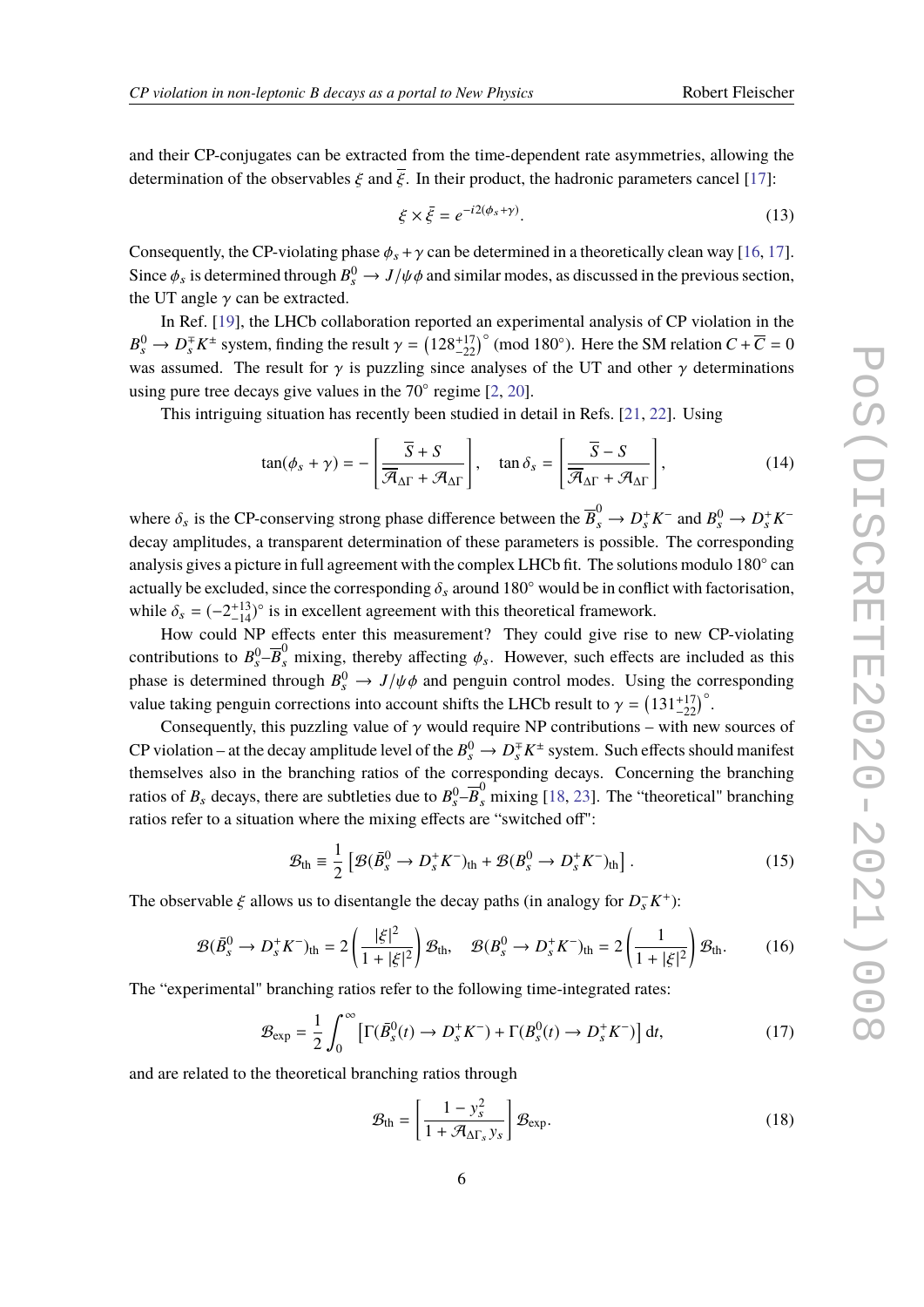and their CP-conjugates can be extracted from the time-dependent rate asymmetries, allowing the determination of the observables $\xi$ and $\bar{\xi}$. In their product, the hadronic parameters cancel [17]:

$$\xi \times \bar{\xi} = e^{-i2(\phi_s+\gamma)}. \tag{13}$$

Consequently, the CP-violating phase $\phi_s + \gamma$ can be determined in a theoretically clean way [16, 17]. Since $\phi_s$ is determined through $B_s^0 \to J/\psi\phi$ and similar modes, as discussed in the previous section, the UT angle $\gamma$ can be extracted.

In Ref. [19], the LHCb collaboration reported an experimental analysis of CP violation in the $B_s^0 \to D_s^{\mp} K^{\pm}$ system, finding the result $\gamma = \left(128^{+17}_{-22}\right)^{\circ}$ (mod $180^{\circ}$). Here the SM relation $C + \overline{C} = 0$ was assumed. The result for $\gamma$ is puzzling since analyses of the UT and other $\gamma$ determinations using pure tree decays give values in the $70^{\circ}$ regime [2, 20].

This intriguing situation has recently been studied in detail in Refs. [21, 22]. Using

$$\tan(\phi_s + \gamma) = -\left[\frac{\overline{S} + S}{\overline{\mathcal{A}}_{\Delta\Gamma} + \mathcal{A}_{\Delta\Gamma}}\right], \quad \tan\delta_s = \left[\frac{\overline{S} - S}{\overline{\mathcal{A}}_{\Delta\Gamma} + \mathcal{A}_{\Delta\Gamma}}\right], \tag{14}$$

where $\delta_s$ is the CP-conserving strong phase difference between the $\overline{B}_s^0 \to D_s^+ K^-$ and $B_s^0 \to D_s^+ K^-$ decay amplitudes, a transparent determination of these parameters is possible. The corresponding analysis gives a picture in full agreement with the complex LHCb fit. The solutions modulo $180^{\circ}$ can actually be excluded, since the corresponding $\delta_s$ around $180^{\circ}$ would be in conflict with factorisation, while $\delta_s = (-2^{+13}_{-14})^{\circ}$ is in excellent agreement with this theoretical framework.

How could NP effects enter this measurement? They could give rise to new CP-violating contributions to $B_s^0$–$\overline{B}_s^0$ mixing, thereby affecting $\phi_s$. However, such effects are included as this phase is determined through $B_s^0 \to J/\psi\phi$ and penguin control modes. Using the corresponding value taking penguin corrections into account shifts the LHCb result to $\gamma = \left(131^{+17}_{-22}\right)^{\circ}$.

Consequently, this puzzling value of $\gamma$ would require NP contributions – with new sources of CP violation – at the decay amplitude level of the $B_s^0 \to D_s^{\mp} K^{\pm}$ system. Such effects should manifest themselves also in the branching ratios of the corresponding decays. Concerning the branching ratios of $B_s$ decays, there are subtleties due to $B_s^0$–$\overline{B}_s^0$ mixing [18, 23]. The "theoretical" branching ratios refer to a situation where the mixing effects are "switched off":

$$\mathcal{B}_{\rm th} \equiv \frac{1}{2}\left[\mathcal{B}(\bar{B}_s^0 \to D_s^+ K^-)_{\rm th} + \mathcal{B}(B_s^0 \to D_s^+ K^-)_{\rm th}\right]. \tag{15}$$

The observable $\xi$ allows us to disentangle the decay paths (in analogy for $D_s^- K^+$):

$$\mathcal{B}(\bar{B}_s^0 \to D_s^+ K^-)_{\rm th} = 2\left(\frac{|\xi|^2}{1+|\xi|^2}\right)\mathcal{B}_{\rm th}, \quad \mathcal{B}(B_s^0 \to D_s^+ K^-)_{\rm th} = 2\left(\frac{1}{1+|\xi|^2}\right)\mathcal{B}_{\rm th}. \tag{16}$$

The "experimental" branching ratios refer to the following time-integrated rates:

$$\mathcal{B}_{\rm exp} = \frac{1}{2}\int_0^{\infty}\left[\Gamma(\bar{B}_s^0(t) \to D_s^+ K^-) + \Gamma(B_s^0(t) \to D_s^+ K^-)\right] {\rm d}t, \tag{17}$$

and are related to the theoretical branching ratios through

$$\mathcal{B}_{\rm th} = \left[\frac{1-y_s^2}{1+\mathcal{A}_{\Delta\Gamma_s}\, y_s}\right]\mathcal{B}_{\rm exp}. \tag{18}$$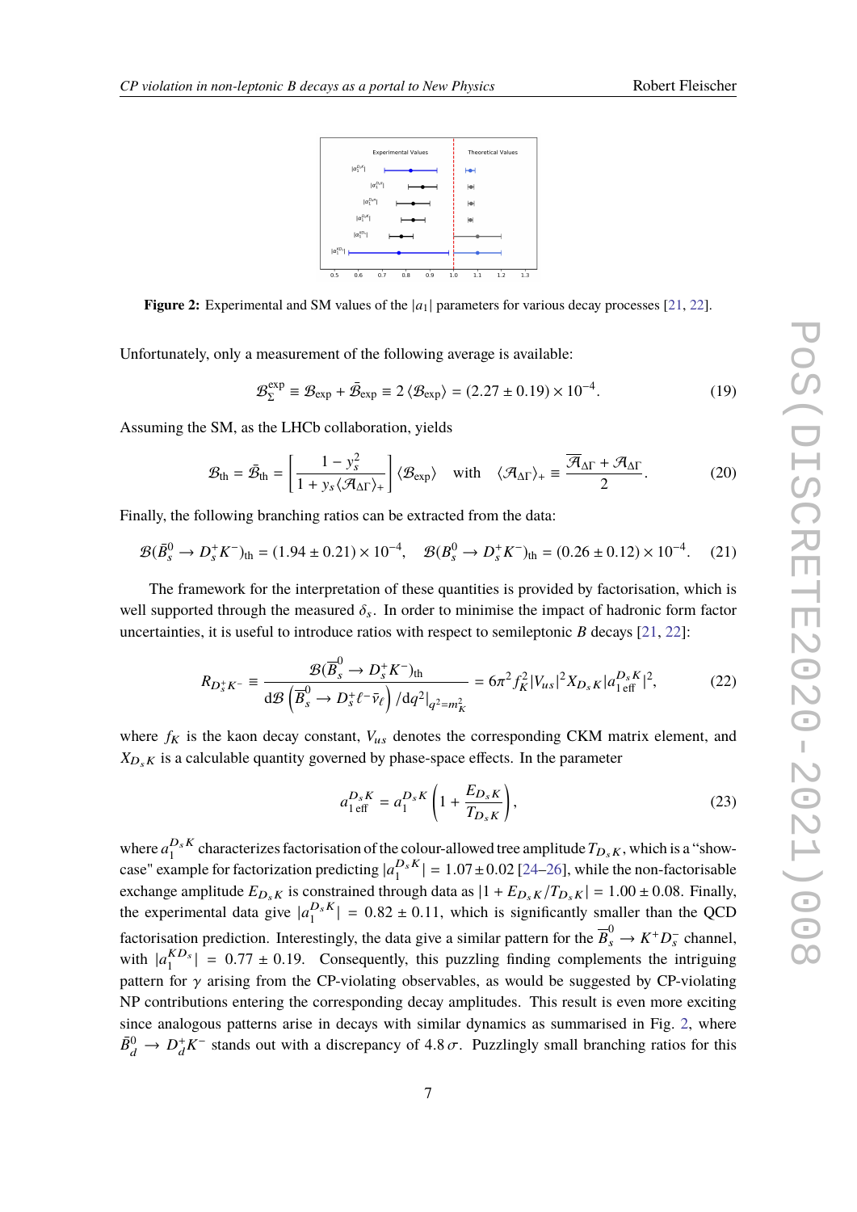Figure 2: Experimental and SM values of the $|a_1|$ parameters for various decay processes [21, 22].

Unfortunately, only a measurement of the following average is available:

$$\mathcal{B}_{\Sigma}^{\rm exp} \equiv \mathcal{B}_{\rm exp} + \bar{\mathcal{B}}_{\rm exp} \equiv 2\,\langle \mathcal{B}_{\rm exp}\rangle = (2.27 \pm 0.19) \times 10^{-4}. \tag{19}$$

Assuming the SM, as the LHCb collaboration, yields

$$\mathcal{B}_{\rm th} = \bar{\mathcal{B}}_{\rm th} = \left[\frac{1 - y_s^2}{1 + y_s \langle \mathcal{A}_{\Delta\Gamma}\rangle_+}\right] \langle \mathcal{B}_{\rm exp}\rangle \quad \text{with} \quad \langle \mathcal{A}_{\Delta\Gamma}\rangle_+ \equiv \frac{\overline{\mathcal{A}}_{\Delta\Gamma} + \mathcal{A}_{\Delta\Gamma}}{2}. \tag{20}$$

Finally, the following branching ratios can be extracted from the data:

$$\mathcal{B}(\bar{B}_s^0 \to D_s^+ K^-)_{\rm th} = (1.94 \pm 0.21) \times 10^{-4}, \quad \mathcal{B}(B_s^0 \to D_s^+ K^-)_{\rm th} = (0.26 \pm 0.12) \times 10^{-4}. \tag{21}$$

The framework for the interpretation of these quantities is provided by factorisation, which is well supported through the measured $\delta_s$. In order to minimise the impact of hadronic form factor uncertainties, it is useful to introduce ratios with respect to semileptonic $B$ decays [21, 22]:

$$R_{D_s^+ K^-} \equiv \frac{\mathcal{B}(\overline{B}_s^0 \to D_s^+ K^-)_{\rm th}}{{\rm d}\mathcal{B}\left(\overline{B}_s^0 \to D_s^+ \ell^- \bar{\nu}_\ell\right)/{\rm d}q^2|_{q^2 = m_K^2}} = 6\pi^2 f_K^2 |V_{us}|^2 X_{D_s K} |a_{1\,\rm eff}^{D_s K}|^2, \tag{22}$$

where $f_K$ is the kaon decay constant, $V_{us}$ denotes the corresponding CKM matrix element, and $X_{D_s K}$ is a calculable quantity governed by phase-space effects. In the parameter

$$a_{1\,\rm eff}^{D_s K} = a_1^{D_s K}\left(1 + \frac{E_{D_s K}}{T_{D_s K}}\right), \tag{23}$$

where $a_1^{D_s K}$ characterizes factorisation of the colour-allowed tree amplitude $T_{D_s K}$, which is a "show-case" example for factorization predicting $|a_1^{D_s K}| = 1.07 \pm 0.02$ [24–26], while the non-factorisable exchange amplitude $E_{D_s K}$ is constrained through data as $|1 + E_{D_s K}/T_{D_s K}| = 1.00 \pm 0.08$. Finally, the experimental data give $|a_1^{D_s K}| = 0.82 \pm 0.11$, which is significantly smaller than the QCD factorisation prediction. Interestingly, the data give a similar pattern for the $\overline{B}_s^0 \to K^+ D_s^-$ channel, with $|a_1^{K D_s}| = 0.77 \pm 0.19$. Consequently, this puzzling finding complements the intriguing pattern for $\gamma$ arising from the CP-violating observables, as would be suggested by CP-violating NP contributions entering the corresponding decay amplitudes. This result is even more exciting since analogous patterns arise in decays with similar dynamics as summarised in Fig. 2, where $\bar{B}_d^0 \to D_d^+ K^-$ stands out with a discrepancy of $4.8\,\sigma$. Puzzlingly small branching ratios for this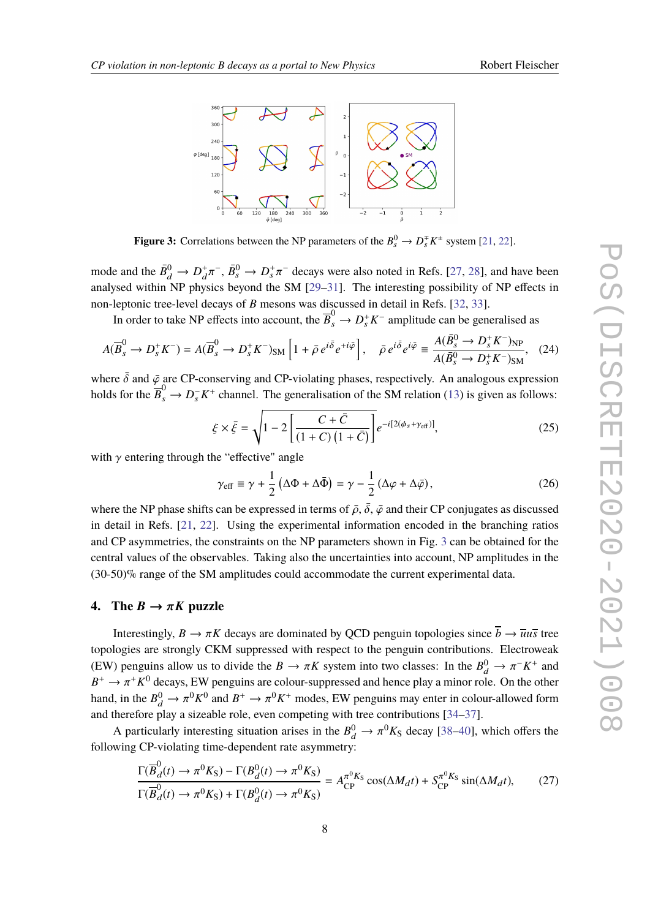**Figure 3:** Correlations between the NP parameters of the $B_s^0 \to D_s^{\mp} K^{\pm}$ system [21, 22].

mode and the $\bar{B}_d^0 \to D_d^+ \pi^-$, $\bar{B}_s^0 \to D_s^+ \pi^-$ decays were also noted in Refs. [27, 28], and have been analysed within NP physics beyond the SM [29–31]. The interesting possibility of NP effects in non-leptonic tree-level decays of $B$ mesons was discussed in detail in Refs. [32, 33].

In order to take NP effects into account, the $\bar{B}_s^0 \to D_s^+ K^-$ amplitude can be generalised as

$$A(\bar{B}_s^0 \to D_s^+ K^-) = A(\bar{B}_s^0 \to D_s^+ K^-)_{\rm SM} \left[1 + \bar{\rho}\, e^{i\bar{\delta}} e^{+i\bar{\varphi}}\right], \quad \bar{\rho}\, e^{i\bar{\delta}} e^{i\bar{\varphi}} \equiv \frac{A(\bar{B}_s^0 \to D_s^+ K^-)_{\rm NP}}{A(\bar{B}_s^0 \to D_s^+ K^-)_{\rm SM}}, \tag{24}$$

where $\bar{\delta}$ and $\bar{\varphi}$ are CP-conserving and CP-violating phases, respectively. An analogous expression holds for the $\bar{B}_s^0 \to D_s^- K^+$ channel. The generalisation of the SM relation (13) is given as follows:

$$\xi \times \bar{\xi} = \sqrt{1 - 2\left[\frac{C + \bar{C}}{(1+C)\,(1+\bar{C})}\right]}\; e^{-i[2(\phi_s + \gamma_{\rm eff})]}, \tag{25}$$

with $\gamma$ entering through the "effective" angle

$$\gamma_{\rm eff} \equiv \gamma + \frac{1}{2}\left(\Delta\Phi + \Delta\bar{\Phi}\right) = \gamma - \frac{1}{2}\left(\Delta\varphi + \Delta\bar{\varphi}\right), \tag{26}$$

where the NP phase shifts can be expressed in terms of $\bar{\rho}$, $\bar{\delta}$, $\bar{\varphi}$ and their CP conjugates as discussed in detail in Refs. [21, 22]. Using the experimental information encoded in the branching ratios and CP asymmetries, the constraints on the NP parameters shown in Fig. 3 can be obtained for the central values of the observables. Taking also the uncertainties into account, NP amplitudes in the (30-50)% range of the SM amplitudes could accommodate the current experimental data.

## 4. The $B \to \pi K$ puzzle

Interestingly, $B \to \pi K$ decays are dominated by QCD penguin topologies since $\bar{b} \to \bar{u} u \bar{s}$ tree topologies are strongly CKM suppressed with respect to the penguin contributions. Electroweak (EW) penguins allow us to divide the $B \to \pi K$ system into two classes: In the $B_d^0 \to \pi^- K^+$ and $B^+ \to \pi^+ K^0$ decays, EW penguins are colour-suppressed and hence play a minor role. On the other hand, in the $B_d^0 \to \pi^0 K^0$ and $B^+ \to \pi^0 K^+$ modes, EW penguins may enter in colour-allowed form and therefore play a sizeable role, even competing with tree contributions [34–37].

A particularly interesting situation arises in the $B_d^0 \to \pi^0 K_{\rm S}$ decay [38–40], which offers the following CP-violating time-dependent rate asymmetry:

$$\frac{\Gamma(\bar{B}_d^0(t) \to \pi^0 K_{\rm S}) - \Gamma(B_d^0(t) \to \pi^0 K_{\rm S})}{\Gamma(\bar{B}_d^0(t) \to \pi^0 K_{\rm S}) + \Gamma(B_d^0(t) \to \pi^0 K_{\rm S})} = A_{\rm CP}^{\pi^0 K_{\rm S}} \cos(\Delta M_d t) + S_{\rm CP}^{\pi^0 K_{\rm S}} \sin(\Delta M_d t), \tag{27}$$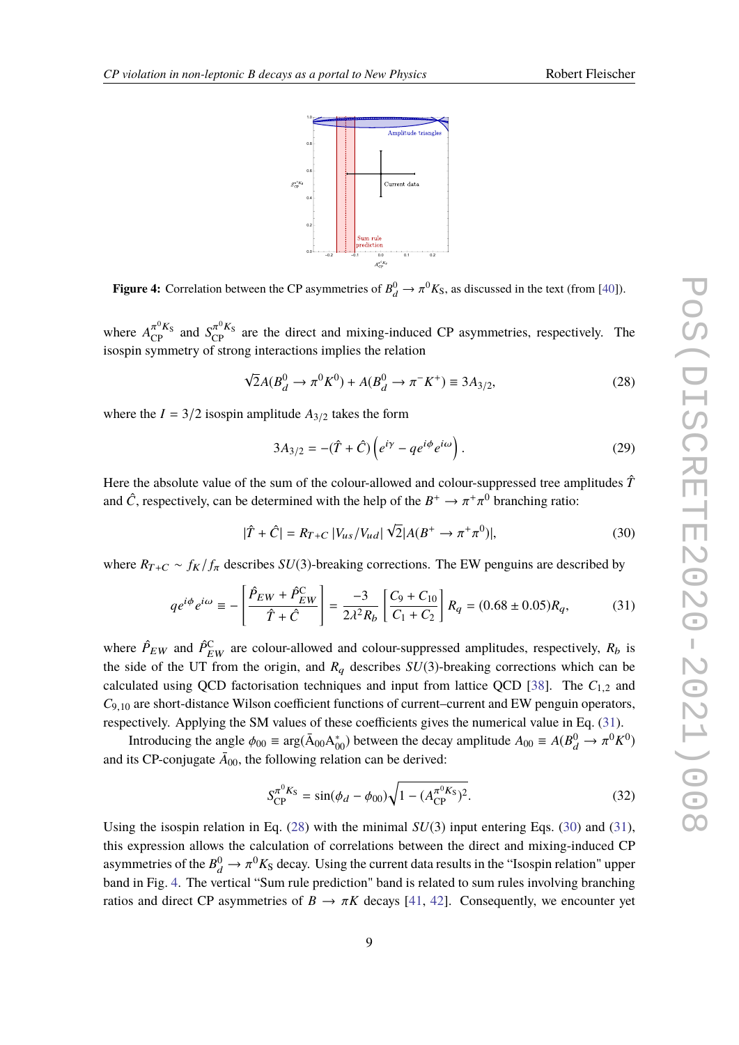**Figure 4:** Correlation between the CP asymmetries of $B_d^0 \to \pi^0 K_S$, as discussed in the text (from [40]).

where $A_{CP}^{\pi^0 K_S}$ and $S_{CP}^{\pi^0 K_S}$ are the direct and mixing-induced CP asymmetries, respectively. The isospin symmetry of strong interactions implies the relation

$$\sqrt{2}A(B_d^0 \to \pi^0 K^0) + A(B_d^0 \to \pi^- K^+) \equiv 3A_{3/2}, \tag{28}$$

where the $I = 3/2$ isospin amplitude $A_{3/2}$ takes the form

$$3A_{3/2} = -(\hat{T} + \hat{C})\left(e^{i\gamma} - qe^{i\phi}e^{i\omega}\right). \tag{29}$$

Here the absolute value of the sum of the colour-allowed and colour-suppressed tree amplitudes $\hat{T}$ and $\hat{C}$, respectively, can be determined with the help of the $B^+ \to \pi^+\pi^0$ branching ratio:

$$|\hat{T} + \hat{C}| = R_{T+C}\,|V_{us}/V_{ud}|\,\sqrt{2}|A(B^+ \to \pi^+\pi^0)|, \tag{30}$$

where $R_{T+C} \sim f_K/f_\pi$ describes $SU(3)$-breaking corrections. The EW penguins are described by

$$qe^{i\phi}e^{i\omega} \equiv -\left[\frac{\hat{P}_{EW} + \hat{P}_{EW}^{C}}{\hat{T} + \hat{C}}\right] = \frac{-3}{2\lambda^2 R_b}\left[\frac{C_9 + C_{10}}{C_1 + C_2}\right] R_q = (0.68 \pm 0.05)R_q, \tag{31}$$

where $\hat{P}_{EW}$ and $\hat{P}_{EW}^{C}$ are colour-allowed and colour-suppressed amplitudes, respectively, $R_b$ is the side of the UT from the origin, and $R_q$ describes $SU(3)$-breaking corrections which can be calculated using QCD factorisation techniques and input from lattice QCD [38]. The $C_{1,2}$ and $C_{9,10}$ are short-distance Wilson coefficient functions of current–current and EW penguin operators, respectively. Applying the SM values of these coefficients gives the numerical value in Eq. (31).

Introducing the angle $\phi_{00} \equiv \arg(\bar{A}_{00}A_{00}^*)$ between the decay amplitude $A_{00} \equiv A(B_d^0 \to \pi^0 K^0)$ and its CP-conjugate $\bar{A}_{00}$, the following relation can be derived:

$$S_{CP}^{\pi^0 K_S} = \sin(\phi_d - \phi_{00})\sqrt{1 - (A_{CP}^{\pi^0 K_S})^2}. \tag{32}$$

Using the isospin relation in Eq. (28) with the minimal $SU(3)$ input entering Eqs. (30) and (31), this expression allows the calculation of correlations between the direct and mixing-induced CP asymmetries of the $B_d^0 \to \pi^0 K_S$ decay. Using the current data results in the "Isospin relation" upper band in Fig. 4. The vertical "Sum rule prediction" band is related to sum rules involving branching ratios and direct CP asymmetries of $B \to \pi K$ decays [41, 42]. Consequently, we encounter yet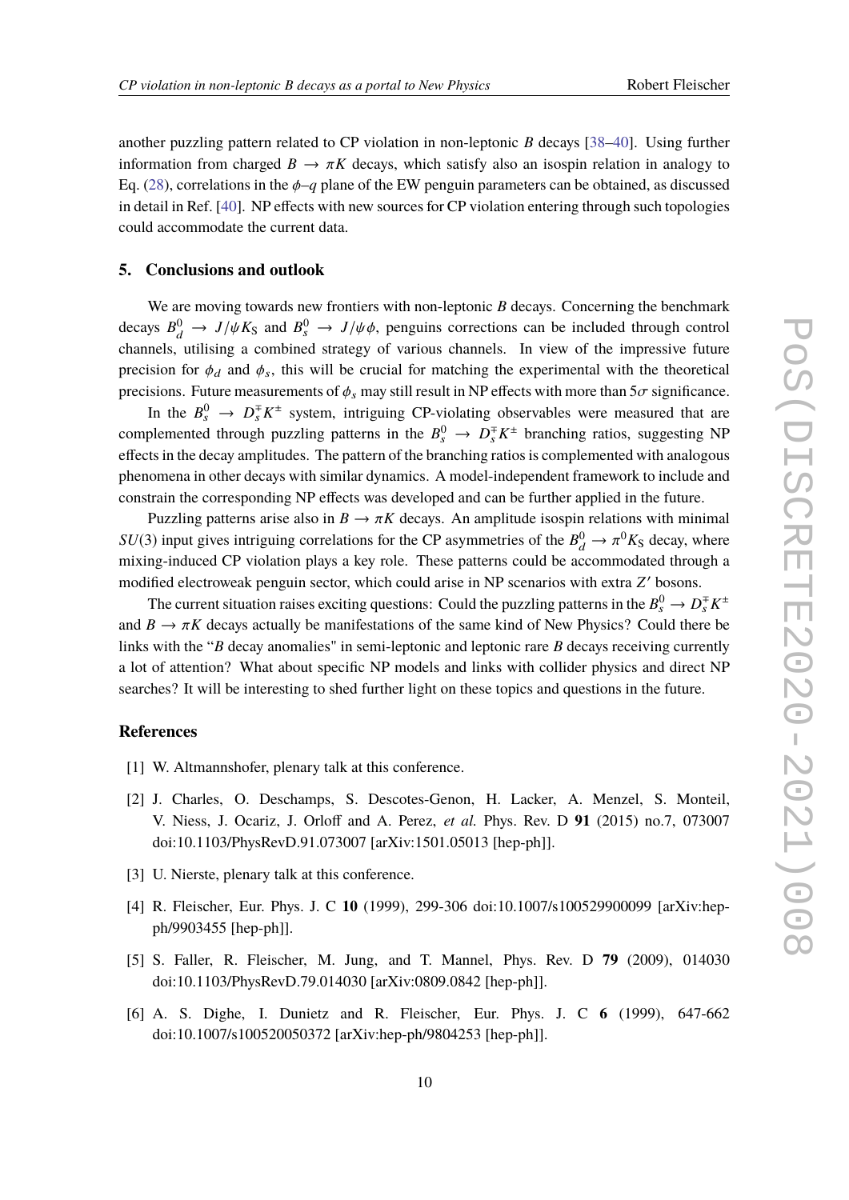another puzzling pattern related to CP violation in non-leptonic $B$ decays [38–40]. Using further information from charged $B \to \pi K$ decays, which satisfy also an isospin relation in analogy to Eq. (28), correlations in the $\phi$–$q$ plane of the EW penguin parameters can be obtained, as discussed in detail in Ref. [40]. NP effects with new sources for CP violation entering through such topologies could accommodate the current data.

## 5. Conclusions and outlook

We are moving towards new frontiers with non-leptonic $B$ decays. Concerning the benchmark decays $B_d^0 \to J/\psi K_S$ and $B_s^0 \to J/\psi \phi$, penguins corrections can be included through control channels, utilising a combined strategy of various channels. In view of the impressive future precision for $\phi_d$ and $\phi_s$, this will be crucial for matching the experimental with the theoretical precisions. Future measurements of $\phi_s$ may still result in NP effects with more than $5\sigma$ significance.

In the $B_s^0 \to D_s^{\mp} K^{\pm}$ system, intriguing CP-violating observables were measured that are complemented through puzzling patterns in the $B_s^0 \to D_s^{\mp} K^{\pm}$ branching ratios, suggesting NP effects in the decay amplitudes. The pattern of the branching ratios is complemented with analogous phenomena in other decays with similar dynamics. A model-independent framework to include and constrain the corresponding NP effects was developed and can be further applied in the future.

Puzzling patterns arise also in $B \to \pi K$ decays. An amplitude isospin relations with minimal $SU(3)$ input gives intriguing correlations for the CP asymmetries of the $B_d^0 \to \pi^0 K_S$ decay, where mixing-induced CP violation plays a key role. These patterns could be accommodated through a modified electroweak penguin sector, which could arise in NP scenarios with extra $Z'$ bosons.

The current situation raises exciting questions: Could the puzzling patterns in the $B_s^0 \to D_s^{\mp} K^{\pm}$ and $B \to \pi K$ decays actually be manifestations of the same kind of New Physics? Could there be links with the "$B$ decay anomalies" in semi-leptonic and leptonic rare $B$ decays receiving currently a lot of attention? What about specific NP models and links with collider physics and direct NP searches? It will be interesting to shed further light on these topics and questions in the future.

## References

[1] W. Altmannshofer, plenary talk at this conference.

[2] J. Charles, O. Deschamps, S. Descotes-Genon, H. Lacker, A. Menzel, S. Monteil, V. Niess, J. Ocariz, J. Orloff and A. Perez, *et al.* Phys. Rev. D **91** (2015) no.7, 073007 doi:10.1103/PhysRevD.91.073007 [arXiv:1501.05013 [hep-ph]].

[3] U. Nierste, plenary talk at this conference.

[4] R. Fleischer, Eur. Phys. J. C **10** (1999), 299-306 doi:10.1007/s100529900099 [arXiv:hep-ph/9903455 [hep-ph]].

[5] S. Faller, R. Fleischer, M. Jung, and T. Mannel, Phys. Rev. D **79** (2009), 014030 doi:10.1103/PhysRevD.79.014030 [arXiv:0809.0842 [hep-ph]].

[6] A. S. Dighe, I. Dunietz and R. Fleischer, Eur. Phys. J. C **6** (1999), 647-662 doi:10.1007/s100520050372 [arXiv:hep-ph/9804253 [hep-ph]].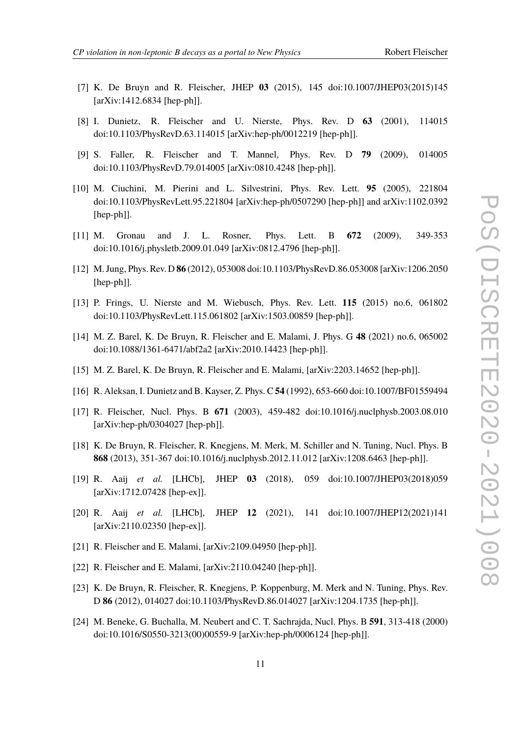[7] K. De Bruyn and R. Fleischer, JHEP **03** (2015), 145 doi:10.1007/JHEP03(2015)145 [arXiv:1412.6834 [hep-ph]].

[8] I. Dunietz, R. Fleischer and U. Nierste, Phys. Rev. D **63** (2001), 114015 doi:10.1103/PhysRevD.63.114015 [arXiv:hep-ph/0012219 [hep-ph]].

[9] S. Faller, R. Fleischer and T. Mannel, Phys. Rev. D **79** (2009), 014005 doi:10.1103/PhysRevD.79.014005 [arXiv:0810.4248 [hep-ph]].

[10] M. Ciuchini, M. Pierini and L. Silvestrini, Phys. Rev. Lett. **95** (2005), 221804 doi:10.1103/PhysRevLett.95.221804 [arXiv:hep-ph/0507290 [hep-ph]] and arXiv:1102.0392 [hep-ph]].

[11] M. Gronau and J. L. Rosner, Phys. Lett. B **672** (2009), 349-353 doi:10.1016/j.physletb.2009.01.049 [arXiv:0812.4796 [hep-ph]].

[12] M. Jung, Phys. Rev. D **86** (2012), 053008 doi:10.1103/PhysRevD.86.053008 [arXiv:1206.2050 [hep-ph]].

[13] P. Frings, U. Nierste and M. Wiebusch, Phys. Rev. Lett. **115** (2015) no.6, 061802 doi:10.1103/PhysRevLett.115.061802 [arXiv:1503.00859 [hep-ph]].

[14] M. Z. Barel, K. De Bruyn, R. Fleischer and E. Malami, J. Phys. G **48** (2021) no.6, 065002 doi:10.1088/1361-6471/abf2a2 [arXiv:2010.14423 [hep-ph]].

[15] M. Z. Barel, K. De Bruyn, R. Fleischer and E. Malami, [arXiv:2203.14652 [hep-ph]].

[16] R. Aleksan, I. Dunietz and B. Kayser, Z. Phys. C **54** (1992), 653-660 doi:10.1007/BF01559494

[17] R. Fleischer, Nucl. Phys. B **671** (2003), 459-482 doi:10.1016/j.nuclphysb.2003.08.010 [arXiv:hep-ph/0304027 [hep-ph]].

[18] K. De Bruyn, R. Fleischer, R. Knegjens, M. Merk, M. Schiller and N. Tuning, Nucl. Phys. B **868** (2013), 351-367 doi:10.1016/j.nuclphysb.2012.11.012 [arXiv:1208.6463 [hep-ph]].

[19] R. Aaij *et al.* [LHCb], JHEP **03** (2018), 059 doi:10.1007/JHEP03(2018)059 [arXiv:1712.07428 [hep-ex]].

[20] R. Aaij *et al.* [LHCb], JHEP **12** (2021), 141 doi:10.1007/JHEP12(2021)141 [arXiv:2110.02350 [hep-ex]].

[21] R. Fleischer and E. Malami, [arXiv:2109.04950 [hep-ph]].

[22] R. Fleischer and E. Malami, [arXiv:2110.04240 [hep-ph]].

[23] K. De Bruyn, R. Fleischer, R. Knegjens, P. Koppenburg, M. Merk and N. Tuning, Phys. Rev. D **86** (2012), 014027 doi:10.1103/PhysRevD.86.014027 [arXiv:1204.1735 [hep-ph]].

[24] M. Beneke, G. Buchalla, M. Neubert and C. T. Sachrajda, Nucl. Phys. B **591**, 313-418 (2000) doi:10.1016/S0550-3213(00)00559-9 [arXiv:hep-ph/0006124 [hep-ph]].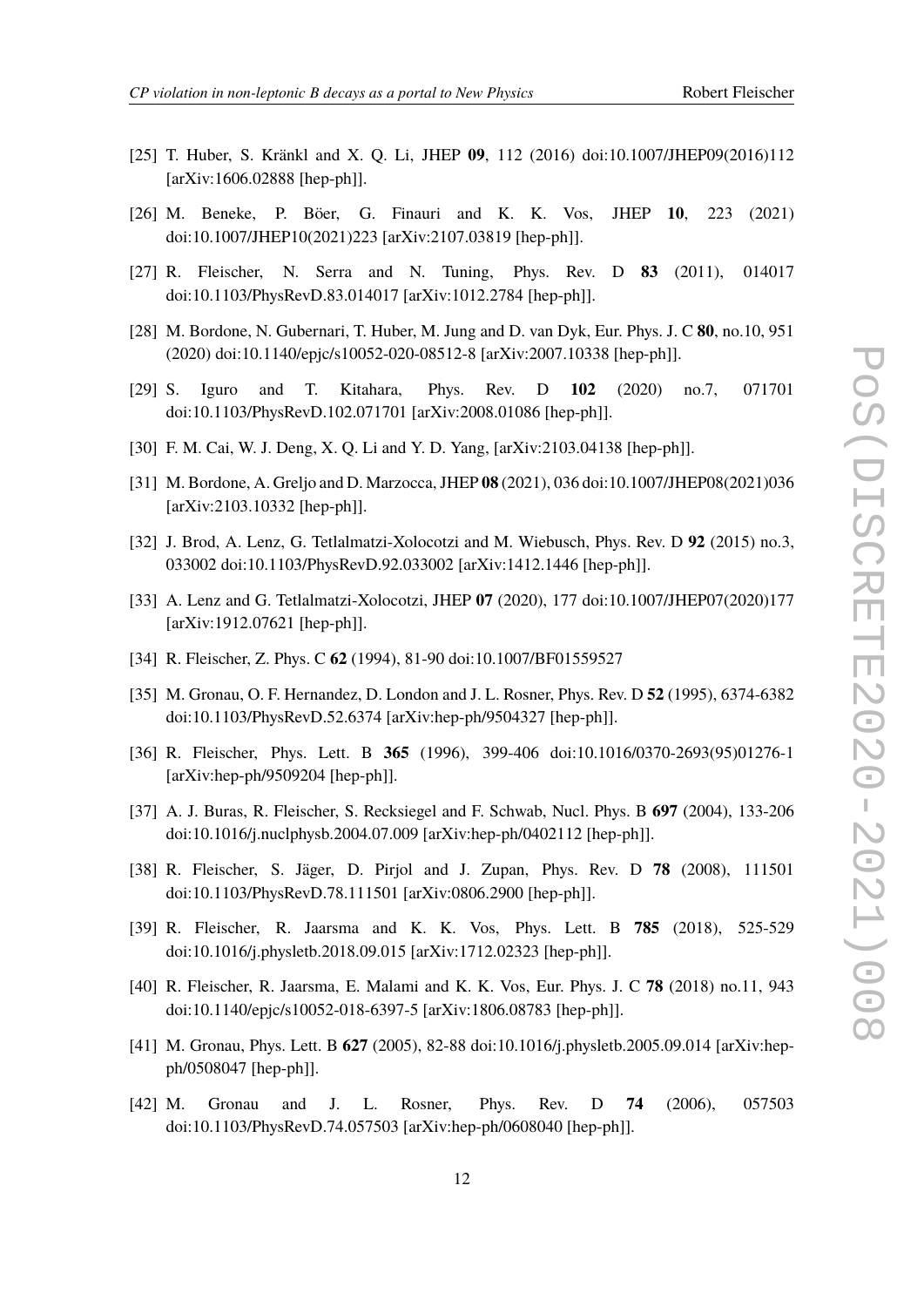[25] T. Huber, S. Kränkl and X. Q. Li, JHEP **09**, 112 (2016) doi:10.1007/JHEP09(2016)112 [arXiv:1606.02888 [hep-ph]].

[26] M. Beneke, P. Böer, G. Finauri and K. K. Vos, JHEP **10**, 223 (2021) doi:10.1007/JHEP10(2021)223 [arXiv:2107.03819 [hep-ph]].

[27] R. Fleischer, N. Serra and N. Tuning, Phys. Rev. D **83** (2011), 014017 doi:10.1103/PhysRevD.83.014017 [arXiv:1012.2784 [hep-ph]].

[28] M. Bordone, N. Gubernari, T. Huber, M. Jung and D. van Dyk, Eur. Phys. J. C **80**, no.10, 951 (2020) doi:10.1140/epjc/s10052-020-08512-8 [arXiv:2007.10338 [hep-ph]].

[29] S. Iguro and T. Kitahara, Phys. Rev. D **102** (2020) no.7, 071701 doi:10.1103/PhysRevD.102.071701 [arXiv:2008.01086 [hep-ph]].

[30] F. M. Cai, W. J. Deng, X. Q. Li and Y. D. Yang, [arXiv:2103.04138 [hep-ph]].

[31] M. Bordone, A. Greljo and D. Marzocca, JHEP **08** (2021), 036 doi:10.1007/JHEP08(2021)036 [arXiv:2103.10332 [hep-ph]].

[32] J. Brod, A. Lenz, G. Tetlalmatzi-Xolocotzi and M. Wiebusch, Phys. Rev. D **92** (2015) no.3, 033002 doi:10.1103/PhysRevD.92.033002 [arXiv:1412.1446 [hep-ph]].

[33] A. Lenz and G. Tetlalmatzi-Xolocotzi, JHEP **07** (2020), 177 doi:10.1007/JHEP07(2020)177 [arXiv:1912.07621 [hep-ph]].

[34] R. Fleischer, Z. Phys. C **62** (1994), 81-90 doi:10.1007/BF01559527

[35] M. Gronau, O. F. Hernandez, D. London and J. L. Rosner, Phys. Rev. D **52** (1995), 6374-6382 doi:10.1103/PhysRevD.52.6374 [arXiv:hep-ph/9504327 [hep-ph]].

[36] R. Fleischer, Phys. Lett. B **365** (1996), 399-406 doi:10.1016/0370-2693(95)01276-1 [arXiv:hep-ph/9509204 [hep-ph]].

[37] A. J. Buras, R. Fleischer, S. Recksiegel and F. Schwab, Nucl. Phys. B **697** (2004), 133-206 doi:10.1016/j.nuclphysb.2004.07.009 [arXiv:hep-ph/0402112 [hep-ph]].

[38] R. Fleischer, S. Jäger, D. Pirjol and J. Zupan, Phys. Rev. D **78** (2008), 111501 doi:10.1103/PhysRevD.78.111501 [arXiv:0806.2900 [hep-ph]].

[39] R. Fleischer, R. Jaarsma and K. K. Vos, Phys. Lett. B **785** (2018), 525-529 doi:10.1016/j.physletb.2018.09.015 [arXiv:1712.02323 [hep-ph]].

[40] R. Fleischer, R. Jaarsma, E. Malami and K. K. Vos, Eur. Phys. J. C **78** (2018) no.11, 943 doi:10.1140/epjc/s10052-018-6397-5 [arXiv:1806.08783 [hep-ph]].

[41] M. Gronau, Phys. Lett. B **627** (2005), 82-88 doi:10.1016/j.physletb.2005.09.014 [arXiv:hep-ph/0508047 [hep-ph]].

[42] M. Gronau and J. L. Rosner, Phys. Rev. D **74** (2006), 057503 doi:10.1103/PhysRevD.74.057503 [arXiv:hep-ph/0608040 [hep-ph]].